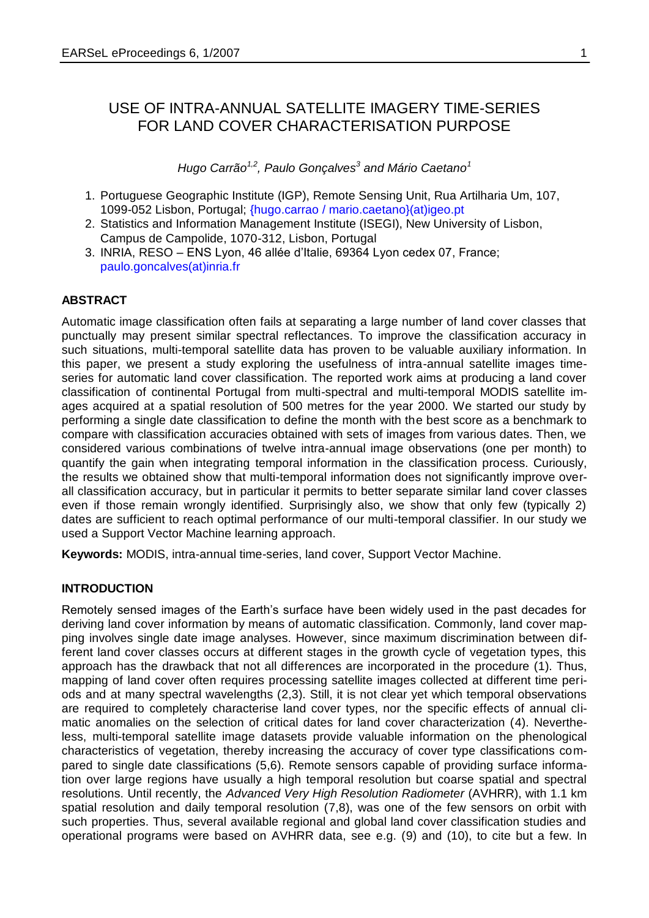# USE OF INTRA-ANNUAL SATELLITE IMAGERY TIME-SERIES FOR LAND COVER CHARACTERISATION PURPOSE

*Hugo Carrão[1,2], Paulo Gonçalves[3] and Mário Caetano[1]*

1. Portuguese Geographic Institute (IGP), Remote Sensing Unit, Rua Artilharia Um, 107, 1099-052 Lisbon, Portugal; {hugo.carrao / mario.caetano}(at)igeo.pt
2. Statistics and Information Management Institute (ISEGI), New University of Lisbon, Campus de Campolide, 1070-312, Lisbon, Portugal
3. INRIA, RESO – ENS Lyon, 46 allée d'Italie, 69364 Lyon cedex 07, France; paulo.goncalves(at)inria.fr

## ABSTRACT

Automatic image classification often fails at separating a large number of land cover classes that punctually may present similar spectral reflectances. To improve the classification accuracy in such situations, multi-temporal satellite data has proven to be valuable auxiliary information. In this paper, we present a study exploring the usefulness of intra-annual satellite images time-series for automatic land cover classification. The reported work aims at producing a land cover classification of continental Portugal from multi-spectral and multi-temporal MODIS satellite images acquired at a spatial resolution of 500 metres for the year 2000. We started our study by performing a single date classification to define the month with the best score as a benchmark to compare with classification accuracies obtained with sets of images from various dates. Then, we considered various combinations of twelve intra-annual image observations (one per month) to quantify the gain when integrating temporal information in the classification process. Curiously, the results we obtained show that multi-temporal information does not significantly improve overall classification accuracy, but in particular it permits to better separate similar land cover classes even if those remain wrongly identified. Surprisingly also, we show that only few (typically 2) dates are sufficient to reach optimal performance of our multi-temporal classifier. In our study we used a Support Vector Machine learning approach.

**Keywords:** MODIS, intra-annual time-series, land cover, Support Vector Machine.

## INTRODUCTION

Remotely sensed images of the Earth's surface have been widely used in the past decades for deriving land cover information by means of automatic classification. Commonly, land cover mapping involves single date image analyses. However, since maximum discrimination between different land cover classes occurs at different stages in the growth cycle of vegetation types, this approach has the drawback that not all differences are incorporated in the procedure (1). Thus, mapping of land cover often requires processing satellite images collected at different time periods and at many spectral wavelengths (2,3). Still, it is not clear yet which temporal observations are required to completely characterise land cover types, nor the specific effects of annual climatic anomalies on the selection of critical dates for land cover characterization (4). Nevertheless, multi-temporal satellite image datasets provide valuable information on the phenological characteristics of vegetation, thereby increasing the accuracy of cover type classifications compared to single date classifications (5,6). Remote sensors capable of providing surface information over large regions have usually a high temporal resolution but coarse spatial and spectral resolutions. Until recently, the *Advanced Very High Resolution Radiometer* (AVHRR), with 1.1 km spatial resolution and daily temporal resolution (7,8), was one of the few sensors on orbit with such properties. Thus, several available regional and global land cover classification studies and operational programs were based on AVHRR data, see e.g. (9) and (10), to cite but a few. In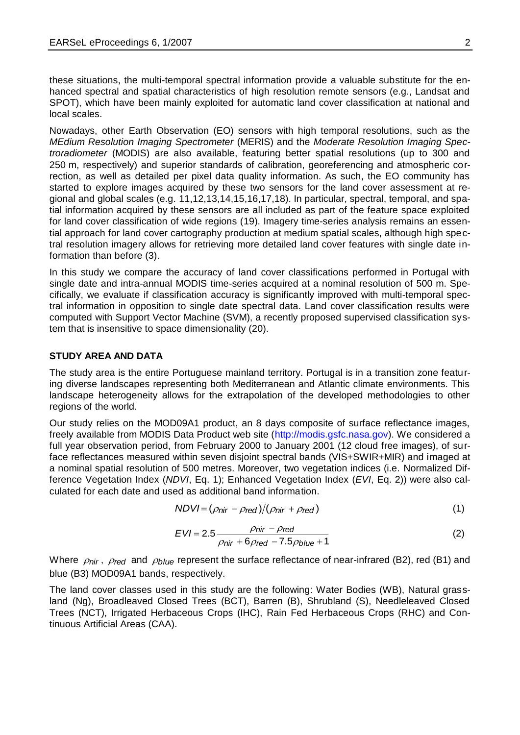these situations, the multi-temporal spectral information provide a valuable substitute for the enhanced spectral and spatial characteristics of high resolution remote sensors (e.g., Landsat and SPOT), which have been mainly exploited for automatic land cover classification at national and local scales.

Nowadays, other Earth Observation (EO) sensors with high temporal resolutions, such as the *MEdium Resolution Imaging Spectrometer* (MERIS) and the *Moderate Resolution Imaging Spectroradiometer* (MODIS) are also available, featuring better spatial resolutions (up to 300 and 250 m, respectively) and superior standards of calibration, georeferencing and atmospheric correction, as well as detailed per pixel data quality information. As such, the EO community has started to explore images acquired by these two sensors for the land cover assessment at regional and global scales (e.g. 11,12,13,14,15,16,17,18). In particular, spectral, temporal, and spatial information acquired by these sensors are all included as part of the feature space exploited for land cover classification of wide regions (19). Imagery time-series analysis remains an essential approach for land cover cartography production at medium spatial scales, although high spectral resolution imagery allows for retrieving more detailed land cover features with single date information than before (3).

In this study we compare the accuracy of land cover classifications performed in Portugal with single date and intra-annual MODIS time-series acquired at a nominal resolution of 500 m. Specifically, we evaluate if classification accuracy is significantly improved with multi-temporal spectral information in opposition to single date spectral data. Land cover classification results were computed with Support Vector Machine (SVM), a recently proposed supervised classification system that is insensitive to space dimensionality (20).

## STUDY AREA AND DATA

The study area is the entire Portuguese mainland territory. Portugal is in a transition zone featuring diverse landscapes representing both Mediterranean and Atlantic climate environments. This landscape heterogeneity allows for the extrapolation of the developed methodologies to other regions of the world.

Our study relies on the MOD09A1 product, an 8 days composite of surface reflectance images, freely available from MODIS Data Product web site (http://modis.gsfc.nasa.gov). We considered a full year observation period, from February 2000 to January 2001 (12 cloud free images), of surface reflectances measured within seven disjoint spectral bands (VIS+SWIR+MIR) and imaged at a nominal spatial resolution of 500 metres. Moreover, two vegetation indices (i.e. Normalized Difference Vegetation Index (*NDVI*, Eq. 1); Enhanced Vegetation Index (*EVI*, Eq. 2)) were also calculated for each date and used as additional band information.

$$NDVI = (\rho_{nir} - \rho_{red})/(\rho_{nir} + \rho_{red}) \tag{1}$$

$$EVI = 2.5\frac{\rho_{nir} - \rho_{red}}{\rho_{nir} + 6\rho_{red} - 7.5\rho_{blue} + 1} \tag{2}$$

Where $\rho_{nir}$, $\rho_{red}$ and $\rho_{blue}$ represent the surface reflectance of near-infrared (B2), red (B1) and blue (B3) MOD09A1 bands, respectively.

The land cover classes used in this study are the following: Water Bodies (WB), Natural grassland (Ng), Broadleaved Closed Trees (BCT), Barren (B), Shrubland (S), Needleleaved Closed Trees (NCT), Irrigated Herbaceous Crops (IHC), Rain Fed Herbaceous Crops (RHC) and Continuous Artificial Areas (CAA).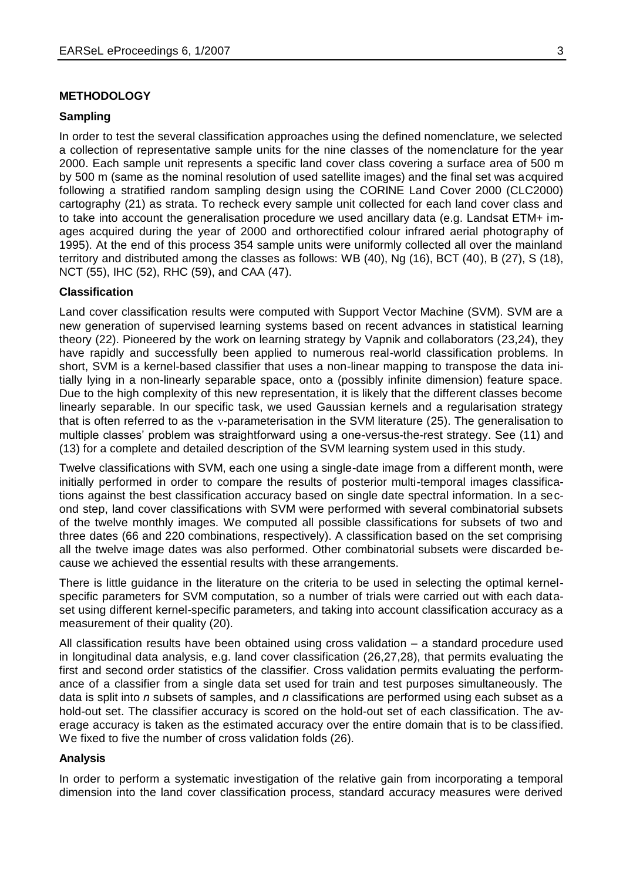## METHODOLOGY

### Sampling

In order to test the several classification approaches using the defined nomenclature, we selected a collection of representative sample units for the nine classes of the nomenclature for the year 2000. Each sample unit represents a specific land cover class covering a surface area of 500 m by 500 m (same as the nominal resolution of used satellite images) and the final set was acquired following a stratified random sampling design using the CORINE Land Cover 2000 (CLC2000) cartography (21) as strata. To recheck every sample unit collected for each land cover class and to take into account the generalisation procedure we used ancillary data (e.g. Landsat ETM+ images acquired during the year of 2000 and orthorectified colour infrared aerial photography of 1995). At the end of this process 354 sample units were uniformly collected all over the mainland territory and distributed among the classes as follows: WB (40), Ng (16), BCT (40), B (27), S (18), NCT (55), IHC (52), RHC (59), and CAA (47).

### Classification

Land cover classification results were computed with Support Vector Machine (SVM). SVM are a new generation of supervised learning systems based on recent advances in statistical learning theory (22). Pioneered by the work on learning strategy by Vapnik and collaborators (23,24), they have rapidly and successfully been applied to numerous real-world classification problems. In short, SVM is a kernel-based classifier that uses a non-linear mapping to transpose the data initially lying in a non-linearly separable space, onto a (possibly infinite dimension) feature space. Due to the high complexity of this new representation, it is likely that the different classes become linearly separable. In our specific task, we used Gaussian kernels and a regularisation strategy that is often referred to as the $\nu$-parameterisation in the SVM literature (25). The generalisation to multiple classes' problem was straightforward using a one-versus-the-rest strategy. See (11) and (13) for a complete and detailed description of the SVM learning system used in this study.

Twelve classifications with SVM, each one using a single-date image from a different month, were initially performed in order to compare the results of posterior multi-temporal images classifications against the best classification accuracy based on single date spectral information. In a second step, land cover classifications with SVM were performed with several combinatorial subsets of the twelve monthly images. We computed all possible classifications for subsets of two and three dates (66 and 220 combinations, respectively). A classification based on the set comprising all the twelve image dates was also performed. Other combinatorial subsets were discarded because we achieved the essential results with these arrangements.

There is little guidance in the literature on the criteria to be used in selecting the optimal kernel-specific parameters for SVM computation, so a number of trials were carried out with each dataset using different kernel-specific parameters, and taking into account classification accuracy as a measurement of their quality (20).

All classification results have been obtained using cross validation – a standard procedure used in longitudinal data analysis, e.g. land cover classification (26,27,28), that permits evaluating the first and second order statistics of the classifier. Cross validation permits evaluating the performance of a classifier from a single data set used for train and test purposes simultaneously. The data is split into *n* subsets of samples, and *n* classifications are performed using each subset as a hold-out set. The classifier accuracy is scored on the hold-out set of each classification. The average accuracy is taken as the estimated accuracy over the entire domain that is to be classified. We fixed to five the number of cross validation folds (26).

### Analysis

In order to perform a systematic investigation of the relative gain from incorporating a temporal dimension into the land cover classification process, standard accuracy measures were derived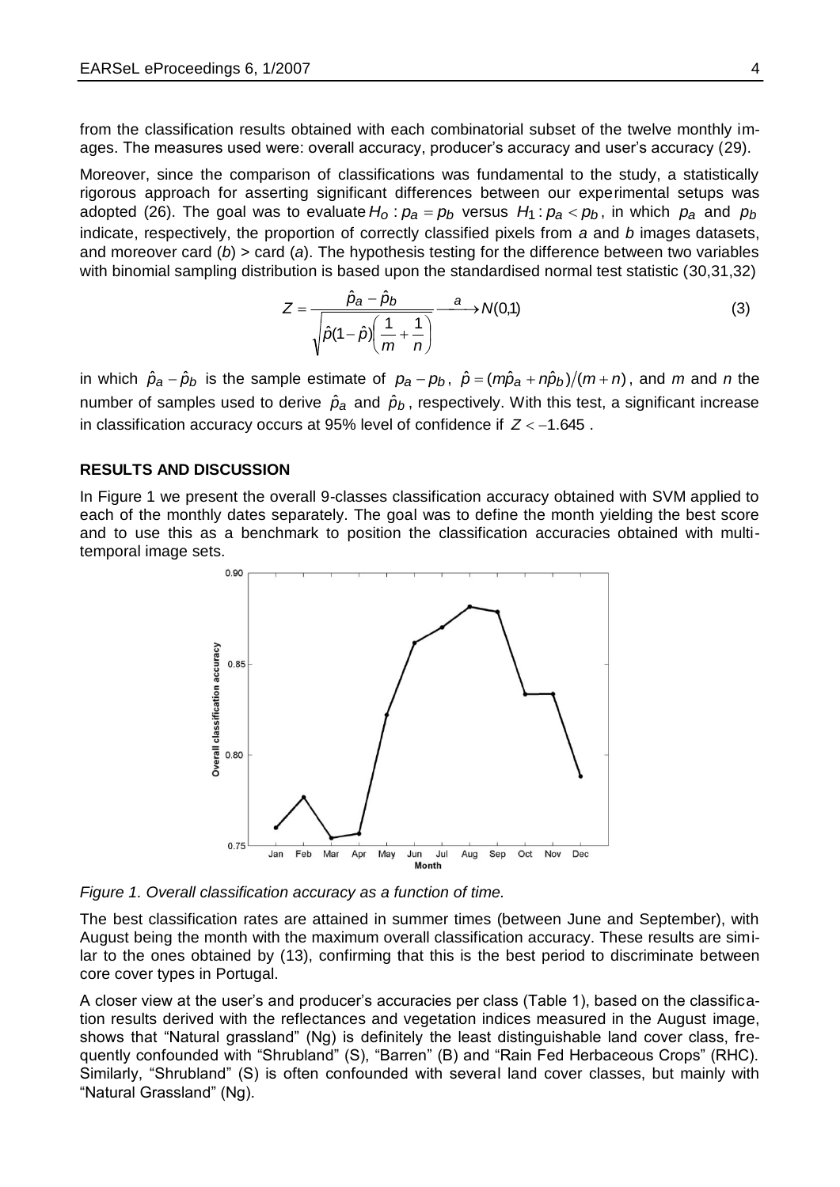from the classification results obtained with each combinatorial subset of the twelve monthly images. The measures used were: overall accuracy, producer's accuracy and user's accuracy (29).

Moreover, since the comparison of classifications was fundamental to the study, a statistically rigorous approach for asserting significant differences between our experimental setups was adopted (26). The goal was to evaluate $H_o: p_a = p_b$ versus $H_1: p_a < p_b$, in which $p_a$ and $p_b$ indicate, respectively, the proportion of correctly classified pixels from *a* and *b* images datasets, and moreover card (*b*) > card (*a*). The hypothesis testing for the difference between two variables with binomial sampling distribution is based upon the standardised normal test statistic (30,31,32)

$$Z = \frac{\hat{p}_a - \hat{p}_b}{\sqrt{\hat{p}(1-\hat{p})\left(\frac{1}{m} + \frac{1}{n}\right)}} \xrightarrow{a} N(0,1) \tag{3}$$

in which $\hat{p}_a - \hat{p}_b$ is the sample estimate of $p_a - p_b$, $\hat{p} = (m\hat{p}_a + n\hat{p}_b)/(m+n)$, and *m* and *n* the number of samples used to derive $\hat{p}_a$ and $\hat{p}_b$, respectively. With this test, a significant increase in classification accuracy occurs at 95% level of confidence if $Z < -1.645$.

## RESULTS AND DISCUSSION

In Figure 1 we present the overall 9-classes classification accuracy obtained with SVM applied to each of the monthly dates separately. The goal was to define the month yielding the best score and to use this as a benchmark to position the classification accuracies obtained with multi-temporal image sets.

*Figure 1. Overall classification accuracy as a function of time.*

The best classification rates are attained in summer times (between June and September), with August being the month with the maximum overall classification accuracy. These results are similar to the ones obtained by (13), confirming that this is the best period to discriminate between core cover types in Portugal.

A closer view at the user's and producer's accuracies per class (Table 1), based on the classification results derived with the reflectances and vegetation indices measured in the August image, shows that "Natural grassland" (Ng) is definitely the least distinguishable land cover class, frequently confounded with "Shrubland" (S), "Barren" (B) and "Rain Fed Herbaceous Crops" (RHC). Similarly, "Shrubland" (S) is often confounded with several land cover classes, but mainly with "Natural Grassland" (Ng).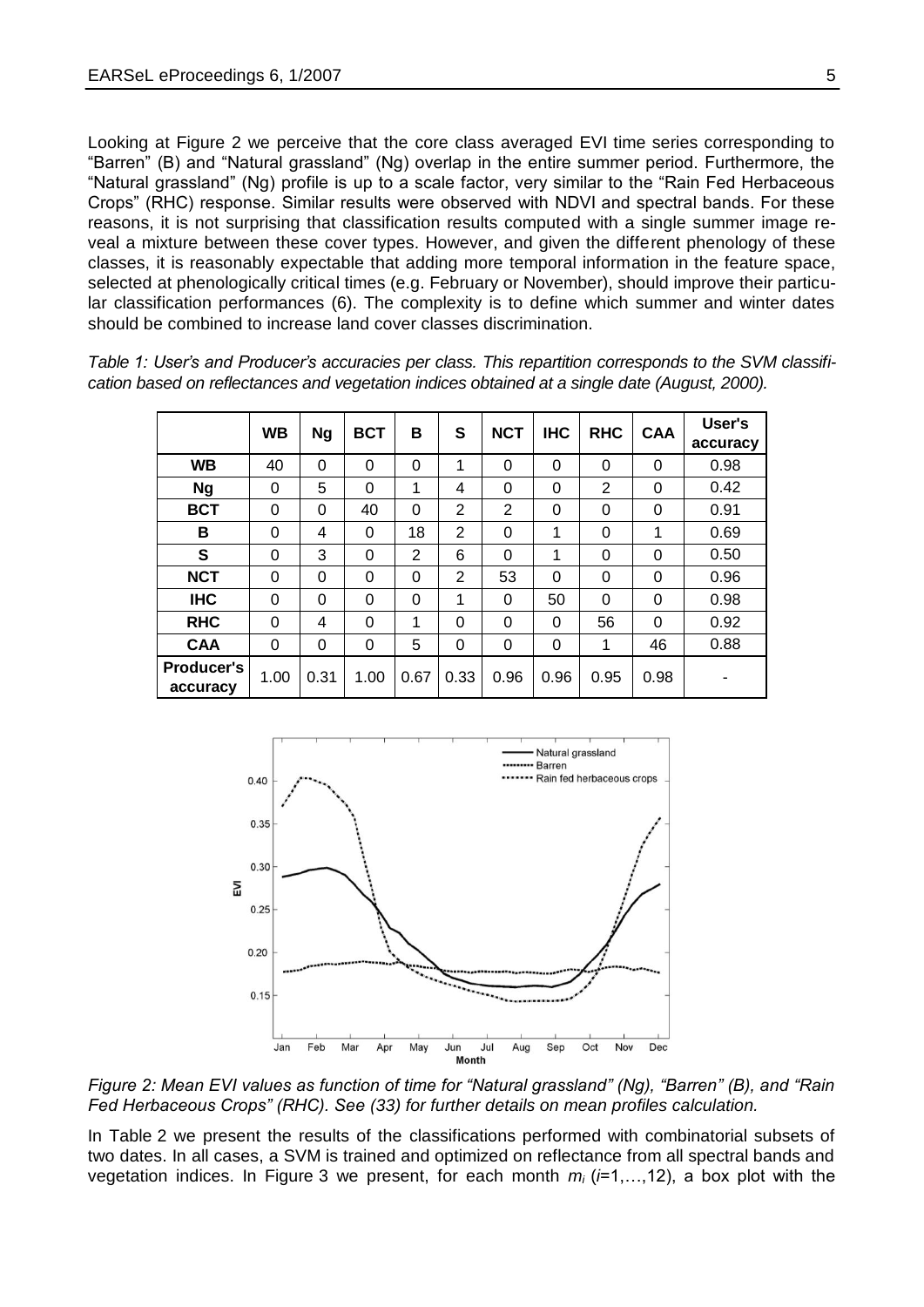Looking at Figure 2 we perceive that the core class averaged EVI time series corresponding to "Barren" (B) and "Natural grassland" (Ng) overlap in the entire summer period. Furthermore, the "Natural grassland" (Ng) profile is up to a scale factor, very similar to the "Rain Fed Herbaceous Crops" (RHC) response. Similar results were observed with NDVI and spectral bands. For these reasons, it is not surprising that classification results computed with a single summer image reveal a mixture between these cover types. However, and given the different phenology of these classes, it is reasonably expectable that adding more temporal information in the feature space, selected at phenologically critical times (e.g. February or November), should improve their particular classification performances (6). The complexity is to define which summer and winter dates should be combined to increase land cover classes discrimination.

*Table 1: User's and Producer's accuracies per class. This repartition corresponds to the SVM classification based on reflectances and vegetation indices obtained at a single date (August, 2000).*

| | WB | Ng | BCT | B | S | NCT | IHC | RHC | CAA | User's accuracy |
|---|---|---|---|---|---|---|---|---|---|---|
| **WB** | 40 | 0 | 0 | 0 | 1 | 0 | 0 | 0 | 0 | 0.98 |
| **Ng** | 0 | 5 | 0 | 1 | 4 | 0 | 0 | 2 | 0 | 0.42 |
| **BCT** | 0 | 0 | 40 | 0 | 2 | 2 | 0 | 0 | 0 | 0.91 |
| **B** | 0 | 4 | 0 | 18 | 2 | 0 | 1 | 0 | 1 | 0.69 |
| **S** | 0 | 3 | 0 | 2 | 6 | 0 | 1 | 0 | 0 | 0.50 |
| **NCT** | 0 | 0 | 0 | 0 | 2 | 53 | 0 | 0 | 0 | 0.96 |
| **IHC** | 0 | 0 | 0 | 0 | 1 | 0 | 50 | 0 | 0 | 0.98 |
| **RHC** | 0 | 4 | 0 | 1 | 0 | 0 | 0 | 56 | 0 | 0.92 |
| **CAA** | 0 | 0 | 0 | 5 | 0 | 0 | 0 | 1 | 46 | 0.88 |
| **Producer's accuracy** | 1.00 | 0.31 | 1.00 | 0.67 | 0.33 | 0.96 | 0.96 | 0.95 | 0.98 | - |

*Figure 2: Mean EVI values as function of time for "Natural grassland" (Ng), "Barren" (B), and "Rain Fed Herbaceous Crops" (RHC). See (33) for further details on mean profiles calculation.*

In Table 2 we present the results of the classifications performed with combinatorial subsets of two dates. In all cases, a SVM is trained and optimized on reflectance from all spectral bands and vegetation indices. In Figure 3 we present, for each month $m_i$ ($i$=1,…,12), a box plot with the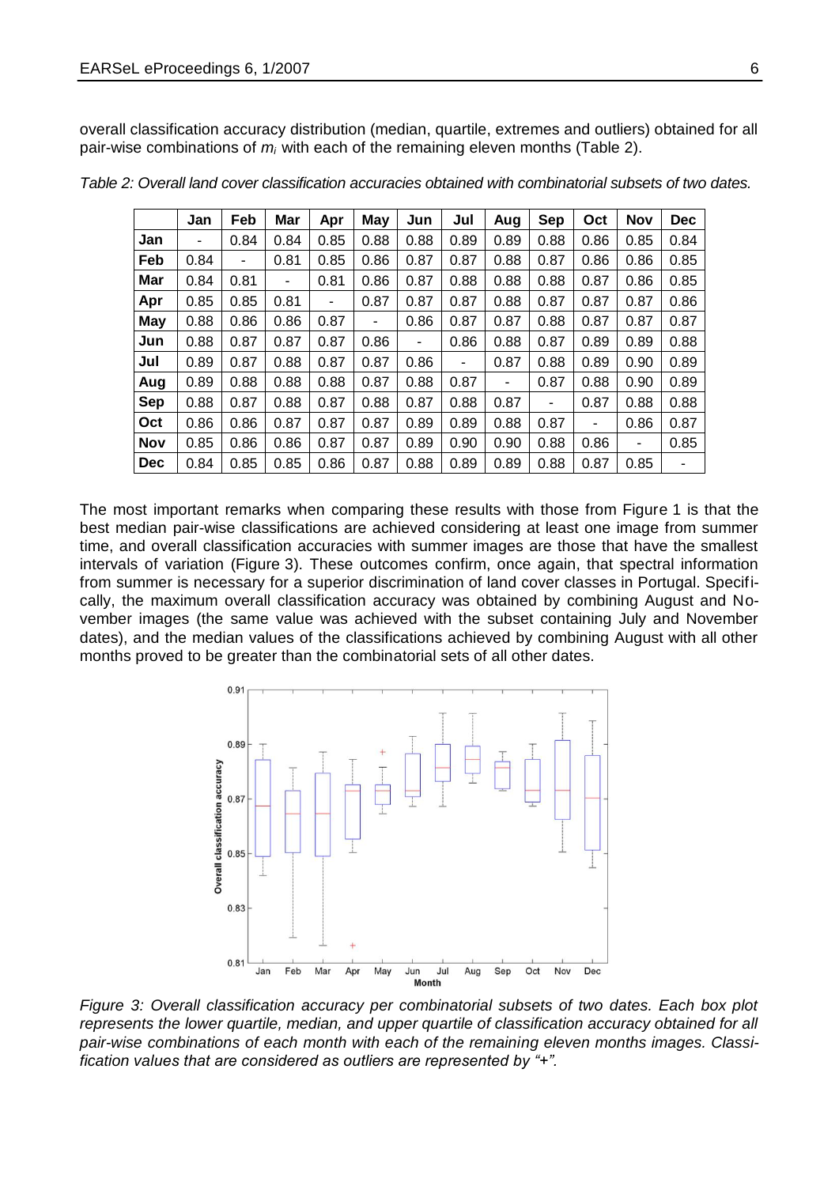overall classification accuracy distribution (median, quartile, extremes and outliers) obtained for all pair-wise combinations of $m_i$ with each of the remaining eleven months (Table 2).

*Table 2: Overall land cover classification accuracies obtained with combinatorial subsets of two dates.*

| | Jan | Feb | Mar | Apr | May | Jun | Jul | Aug | Sep | Oct | Nov | Dec |
|---|---|---|---|---|---|---|---|---|---|---|---|---|
| **Jan** | - | 0.84 | 0.84 | 0.85 | 0.88 | 0.88 | 0.89 | 0.89 | 0.88 | 0.86 | 0.85 | 0.84 |
| **Feb** | 0.84 | - | 0.81 | 0.85 | 0.86 | 0.87 | 0.87 | 0.88 | 0.87 | 0.86 | 0.86 | 0.85 |
| **Mar** | 0.84 | 0.81 | - | 0.81 | 0.86 | 0.87 | 0.88 | 0.88 | 0.88 | 0.87 | 0.86 | 0.85 |
| **Apr** | 0.85 | 0.85 | 0.81 | - | 0.87 | 0.87 | 0.87 | 0.88 | 0.87 | 0.87 | 0.87 | 0.86 |
| **May** | 0.88 | 0.86 | 0.86 | 0.87 | - | 0.86 | 0.87 | 0.87 | 0.88 | 0.87 | 0.87 | 0.87 |
| **Jun** | 0.88 | 0.87 | 0.87 | 0.87 | 0.86 | - | 0.86 | 0.88 | 0.87 | 0.89 | 0.89 | 0.88 |
| **Jul** | 0.89 | 0.87 | 0.88 | 0.87 | 0.87 | 0.86 | - | 0.87 | 0.88 | 0.89 | 0.90 | 0.89 |
| **Aug** | 0.89 | 0.88 | 0.88 | 0.88 | 0.87 | 0.88 | 0.87 | - | 0.87 | 0.88 | 0.90 | 0.89 |
| **Sep** | 0.88 | 0.87 | 0.88 | 0.87 | 0.88 | 0.87 | 0.88 | 0.87 | - | 0.87 | 0.88 | 0.88 |
| **Oct** | 0.86 | 0.86 | 0.87 | 0.87 | 0.87 | 0.89 | 0.89 | 0.88 | 0.87 | - | 0.86 | 0.87 |
| **Nov** | 0.85 | 0.86 | 0.86 | 0.87 | 0.87 | 0.89 | 0.90 | 0.90 | 0.88 | 0.86 | - | 0.85 |
| **Dec** | 0.84 | 0.85 | 0.85 | 0.86 | 0.87 | 0.88 | 0.89 | 0.89 | 0.88 | 0.87 | 0.85 | - |

The most important remarks when comparing these results with those from Figure 1 is that the best median pair-wise classifications are achieved considering at least one image from summer time, and overall classification accuracies with summer images are those that have the smallest intervals of variation (Figure 3). These outcomes confirm, once again, that spectral information from summer is necessary for a superior discrimination of land cover classes in Portugal. Specifically, the maximum overall classification accuracy was obtained by combining August and November images (the same value was achieved with the subset containing July and November dates), and the median values of the classifications achieved by combining August with all other months proved to be greater than the combinatorial sets of all other dates.

*Figure 3: Overall classification accuracy per combinatorial subsets of two dates. Each box plot represents the lower quartile, median, and upper quartile of classification accuracy obtained for all pair-wise combinations of each month with each of the remaining eleven months images. Classification values that are considered as outliers are represented by "+".*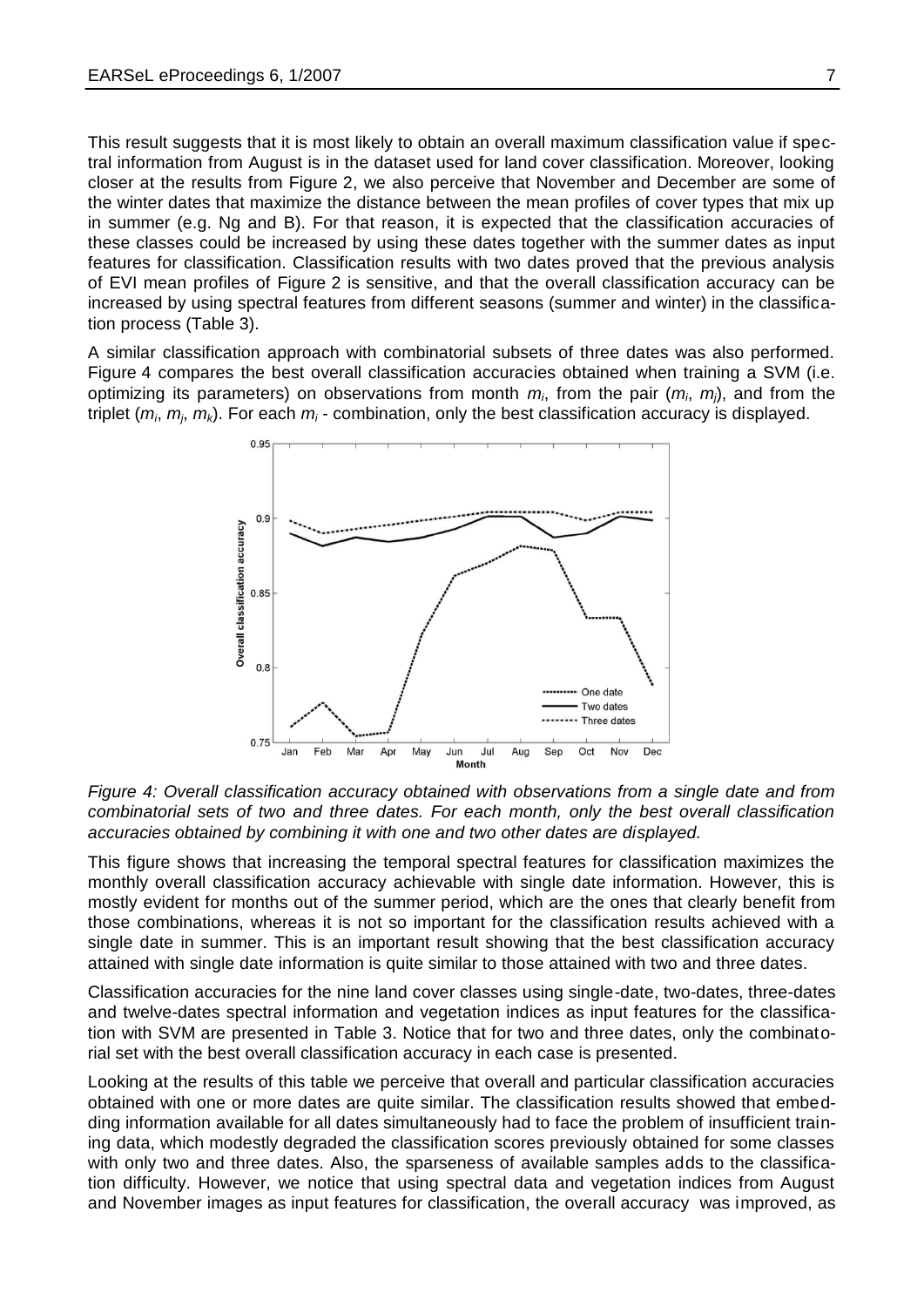This result suggests that it is most likely to obtain an overall maximum classification value if spectral information from August is in the dataset used for land cover classification. Moreover, looking closer at the results from Figure 2, we also perceive that November and December are some of the winter dates that maximize the distance between the mean profiles of cover types that mix up in summer (e.g. Ng and B). For that reason, it is expected that the classification accuracies of these classes could be increased by using these dates together with the summer dates as input features for classification. Classification results with two dates proved that the previous analysis of EVI mean profiles of Figure 2 is sensitive, and that the overall classification accuracy can be increased by using spectral features from different seasons (summer and winter) in the classification process (Table 3).

A similar classification approach with combinatorial subsets of three dates was also performed. Figure 4 compares the best overall classification accuracies obtained when training a SVM (i.e. optimizing its parameters) on observations from month $m_i$, from the pair ($m_i$, $m_j$), and from the triplet ($m_i$, $m_j$, $m_k$). For each $m_i$ - combination, only the best classification accuracy is displayed.

*Figure 4: Overall classification accuracy obtained with observations from a single date and from combinatorial sets of two and three dates. For each month, only the best overall classification accuracies obtained by combining it with one and two other dates are displayed.*

This figure shows that increasing the temporal spectral features for classification maximizes the monthly overall classification accuracy achievable with single date information. However, this is mostly evident for months out of the summer period, which are the ones that clearly benefit from those combinations, whereas it is not so important for the classification results achieved with a single date in summer. This is an important result showing that the best classification accuracy attained with single date information is quite similar to those attained with two and three dates.

Classification accuracies for the nine land cover classes using single-date, two-dates, three-dates and twelve-dates spectral information and vegetation indices as input features for the classification with SVM are presented in Table 3. Notice that for two and three dates, only the combinatorial set with the best overall classification accuracy in each case is presented.

Looking at the results of this table we perceive that overall and particular classification accuracies obtained with one or more dates are quite similar. The classification results showed that embedding information available for all dates simultaneously had to face the problem of insufficient training data, which modestly degraded the classification scores previously obtained for some classes with only two and three dates. Also, the sparseness of available samples adds to the classification difficulty. However, we notice that using spectral data and vegetation indices from August and November images as input features for classification, the overall accuracy was improved, as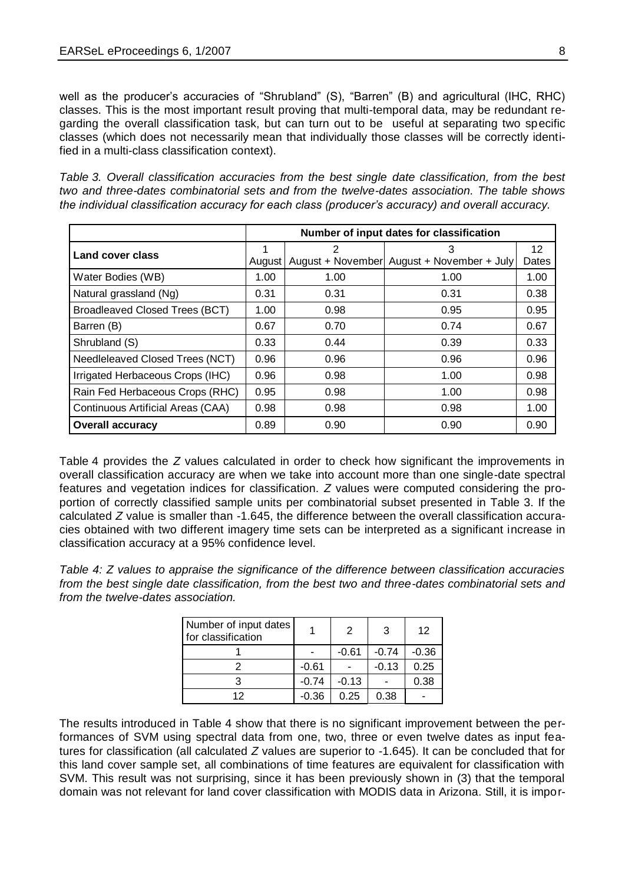well as the producer's accuracies of "Shrubland" (S), "Barren" (B) and agricultural (IHC, RHC) classes. This is the most important result proving that multi-temporal data, may be redundant regarding the overall classification task, but can turn out to be useful at separating two specific classes (which does not necessarily mean that individually those classes will be correctly identified in a multi-class classification context).

*Table 3. Overall classification accuracies from the best single date classification, from the best two and three-dates combinatorial sets and from the twelve-dates association. The table shows the individual classification accuracy for each class (producer's accuracy) and overall accuracy.*

| | Number of input dates for classification | | | |
|---|---|---|---|---|
| **Land cover class** | 1 August | 2 August + November | 3 August + November + July | 12 Dates |
| Water Bodies (WB) | 1.00 | 1.00 | 1.00 | 1.00 |
| Natural grassland (Ng) | 0.31 | 0.31 | 0.31 | 0.38 |
| Broadleaved Closed Trees (BCT) | 1.00 | 0.98 | 0.95 | 0.95 |
| Barren (B) | 0.67 | 0.70 | 0.74 | 0.67 |
| Shrubland (S) | 0.33 | 0.44 | 0.39 | 0.33 |
| Needleleaved Closed Trees (NCT) | 0.96 | 0.96 | 0.96 | 0.96 |
| Irrigated Herbaceous Crops (IHC) | 0.96 | 0.98 | 1.00 | 0.98 |
| Rain Fed Herbaceous Crops (RHC) | 0.95 | 0.98 | 1.00 | 0.98 |
| Continuous Artificial Areas (CAA) | 0.98 | 0.98 | 0.98 | 1.00 |
| **Overall accuracy** | 0.89 | 0.90 | 0.90 | 0.90 |

Table 4 provides the *Z* values calculated in order to check how significant the improvements in overall classification accuracy are when we take into account more than one single-date spectral features and vegetation indices for classification. *Z* values were computed considering the proportion of correctly classified sample units per combinatorial subset presented in Table 3. If the calculated *Z* value is smaller than -1.645, the difference between the overall classification accuracies obtained with two different imagery time sets can be interpreted as a significant increase in classification accuracy at a 95% confidence level.

*Table 4: Z values to appraise the significance of the difference between classification accuracies from the best single date classification, from the best two and three-dates combinatorial sets and from the twelve-dates association.*

| Number of input dates for classification | 1 | 2 | 3 | 12 |
|---|---|---|---|---|
| 1 | - | -0.61 | -0.74 | -0.36 |
| 2 | -0.61 | - | -0.13 | 0.25 |
| 3 | -0.74 | -0.13 | - | 0.38 |
| 12 | -0.36 | 0.25 | 0.38 | - |

The results introduced in Table 4 show that there is no significant improvement between the performances of SVM using spectral data from one, two, three or even twelve dates as input features for classification (all calculated *Z* values are superior to -1.645). It can be concluded that for this land cover sample set, all combinations of time features are equivalent for classification with SVM. This result was not surprising, since it has been previously shown in (3) that the temporal domain was not relevant for land cover classification with MODIS data in Arizona. Still, it is impor-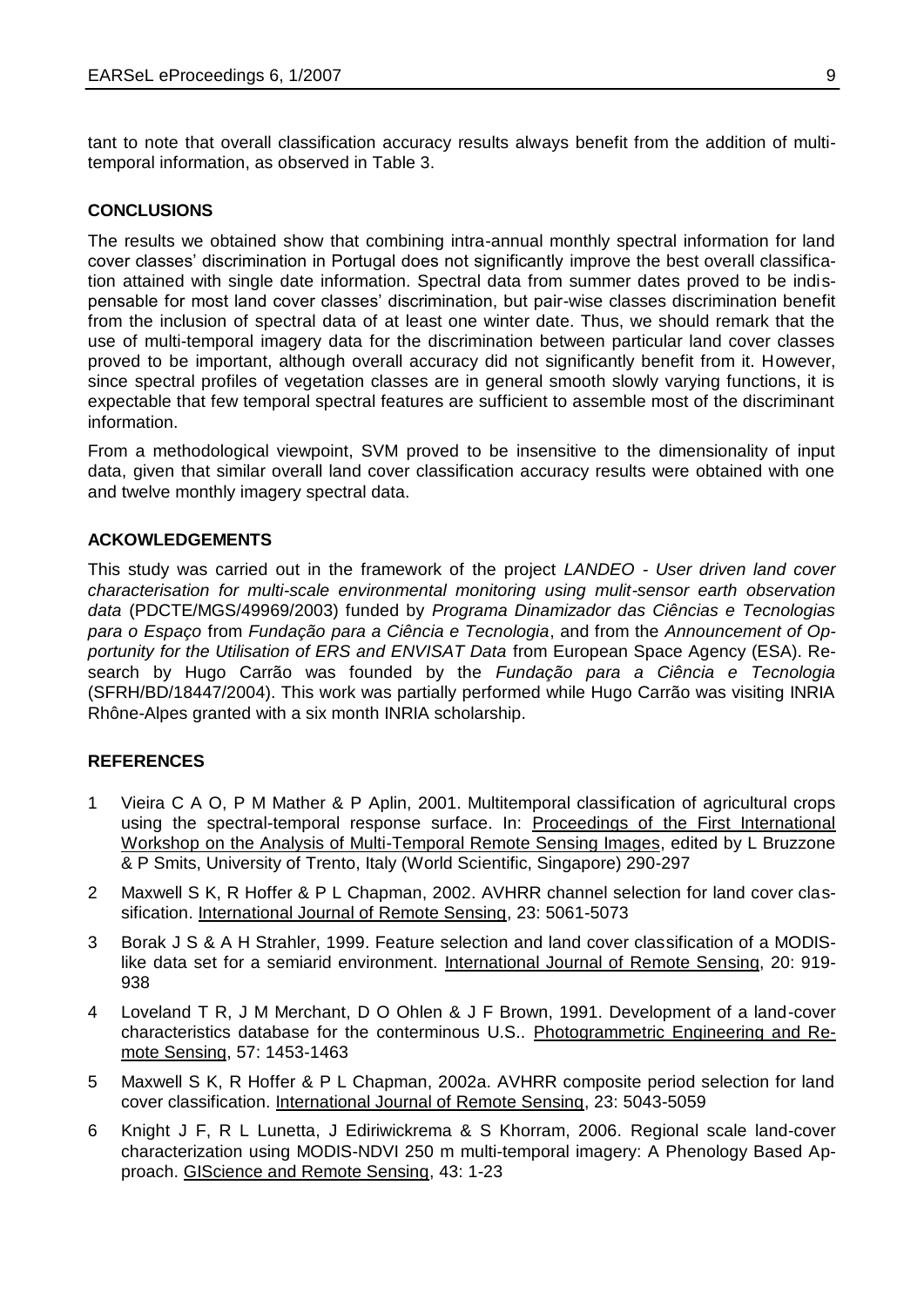tant to note that overall classification accuracy results always benefit from the addition of multi-temporal information, as observed in Table 3.

## CONCLUSIONS

The results we obtained show that combining intra-annual monthly spectral information for land cover classes' discrimination in Portugal does not significantly improve the best overall classification attained with single date information. Spectral data from summer dates proved to be indispensable for most land cover classes' discrimination, but pair-wise classes discrimination benefit from the inclusion of spectral data of at least one winter date. Thus, we should remark that the use of multi-temporal imagery data for the discrimination between particular land cover classes proved to be important, although overall accuracy did not significantly benefit from it. However, since spectral profiles of vegetation classes are in general smooth slowly varying functions, it is expectable that few temporal spectral features are sufficient to assemble most of the discriminant information.

From a methodological viewpoint, SVM proved to be insensitive to the dimensionality of input data, given that similar overall land cover classification accuracy results were obtained with one and twelve monthly imagery spectral data.

## ACKOWLEDGEMENTS

This study was carried out in the framework of the project *LANDEO - User driven land cover characterisation for multi-scale environmental monitoring using mulit-sensor earth observation data* (PDCTE/MGS/49969/2003) funded by *Programa Dinamizador das Ciências e Tecnologias para o Espaço* from *Fundação para a Ciência e Tecnologia*, and from the *Announcement of Opportunity for the Utilisation of ERS and ENVISAT Data* from European Space Agency (ESA). Research by Hugo Carrão was founded by the *Fundação para a Ciência e Tecnologia* (SFRH/BD/18447/2004). This work was partially performed while Hugo Carrão was visiting INRIA Rhône-Alpes granted with a six month INRIA scholarship.

## REFERENCES

1. Vieira C A O, P M Mather & P Aplin, 2001. Multitemporal classification of agricultural crops using the spectral-temporal response surface. In: Proceedings of the First International Workshop on the Analysis of Multi-Temporal Remote Sensing Images, edited by L Bruzzone & P Smits, University of Trento, Italy (World Scientific, Singapore) 290-297
2. Maxwell S K, R Hoffer & P L Chapman, 2002. AVHRR channel selection for land cover classification. International Journal of Remote Sensing, 23: 5061-5073
3. Borak J S & A H Strahler, 1999. Feature selection and land cover classification of a MODIS-like data set for a semiarid environment. International Journal of Remote Sensing, 20: 919-938
4. Loveland T R, J M Merchant, D O Ohlen & J F Brown, 1991. Development of a land-cover characteristics database for the conterminous U.S.. Photogrammetric Engineering and Remote Sensing, 57: 1453-1463
5. Maxwell S K, R Hoffer & P L Chapman, 2002a. AVHRR composite period selection for land cover classification. International Journal of Remote Sensing, 23: 5043-5059
6. Knight J F, R L Lunetta, J Ediriwickrema & S Khorram, 2006. Regional scale land-cover characterization using MODIS-NDVI 250 m multi-temporal imagery: A Phenology Based Approach. GIScience and Remote Sensing, 43: 1-23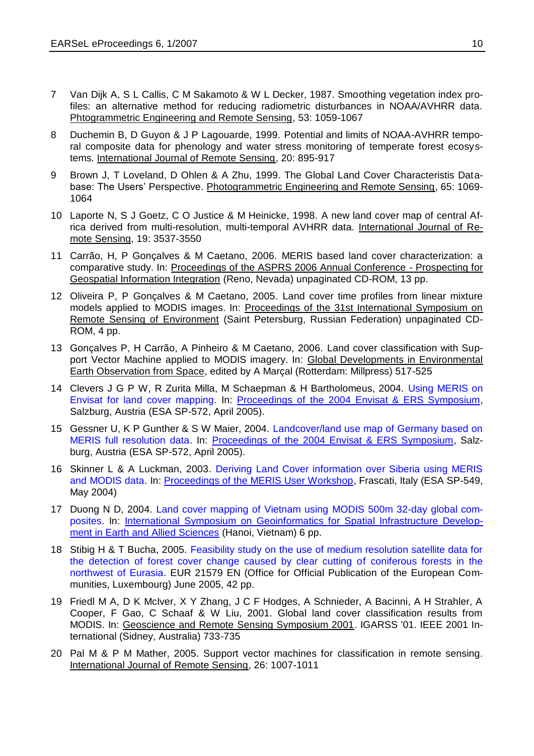7 Van Dijk A, S L Callis, C M Sakamoto & W L Decker, 1987. Smoothing vegetation index profiles: an alternative method for reducing radiometric disturbances in NOAA/AVHRR data. Phtogrammetric Engineering and Remote Sensing, 53: 1059-1067

8 Duchemin B, D Guyon & J P Lagouarde, 1999. Potential and limits of NOAA-AVHRR temporal composite data for phenology and water stress monitoring of temperate forest ecosystems. International Journal of Remote Sensing, 20: 895-917

9 Brown J, T Loveland, D Ohlen & A Zhu, 1999. The Global Land Cover Characteristis Database: The Users' Perspective. Photogrammetric Engineering and Remote Sensing, 65: 1069-1064

10 Laporte N, S J Goetz, C O Justice & M Heinicke, 1998. A new land cover map of central Africa derived from multi-resolution, multi-temporal AVHRR data. International Journal of Remote Sensing, 19: 3537-3550

11 Carrão, H, P Gonçalves & M Caetano, 2006. MERIS based land cover characterization: a comparative study. In: Proceedings of the ASPRS 2006 Annual Conference - Prospecting for Geospatial Information Integration (Reno, Nevada) unpaginated CD-ROM, 13 pp.

12 Oliveira P, P Gonçalves & M Caetano, 2005. Land cover time profiles from linear mixture models applied to MODIS images. In: Proceedings of the 31st International Symposium on Remote Sensing of Environment (Saint Petersburg, Russian Federation) unpaginated CD-ROM, 4 pp.

13 Gonçalves P, H Carrão, A Pinheiro & M Caetano, 2006. Land cover classification with Support Vector Machine applied to MODIS imagery. In: Global Developments in Environmental Earth Observation from Space, edited by A Marçal (Rotterdam: Millpress) 517-525

14 Clevers J G P W, R Zurita Milla, M Schaepman & H Bartholomeus, 2004. Using MERIS on Envisat for land cover mapping. In: Proceedings of the 2004 Envisat & ERS Symposium, Salzburg, Austria (ESA SP-572, April 2005).

15 Gessner U, K P Gunther & S W Maier, 2004. Landcover/land use map of Germany based on MERIS full resolution data. In: Proceedings of the 2004 Envisat & ERS Symposium, Salzburg, Austria (ESA SP-572, April 2005).

16 Skinner L & A Luckman, 2003. Deriving Land Cover information over Siberia using MERIS and MODIS data. In: Proceedings of the MERIS User Workshop, Frascati, Italy (ESA SP-549, May 2004)

17 Duong N D, 2004. Land cover mapping of Vietnam using MODIS 500m 32-day global composites. In: International Symposium on Geoinformatics for Spatial Infrastructure Development in Earth and Allied Sciences (Hanoi, Vietnam) 6 pp.

18 Stibig H & T Bucha, 2005. Feasibility study on the use of medium resolution satellite data for the detection of forest cover change caused by clear cutting of coniferous forests in the northwest of Eurasia. EUR 21579 EN (Office for Official Publication of the European Communities, Luxembourg) June 2005, 42 pp.

19 Friedl M A, D K McIver, X Y Zhang, J C F Hodges, A Schnieder, A Bacinni, A H Strahler, A Cooper, F Gao, C Schaaf & W Liu, 2001. Global land cover classification results from MODIS. In: Geoscience and Remote Sensing Symposium 2001. IGARSS '01. IEEE 2001 International (Sidney, Australia) 733-735

20 Pal M & P M Mather, 2005. Support vector machines for classification in remote sensing. International Journal of Remote Sensing, 26: 1007-1011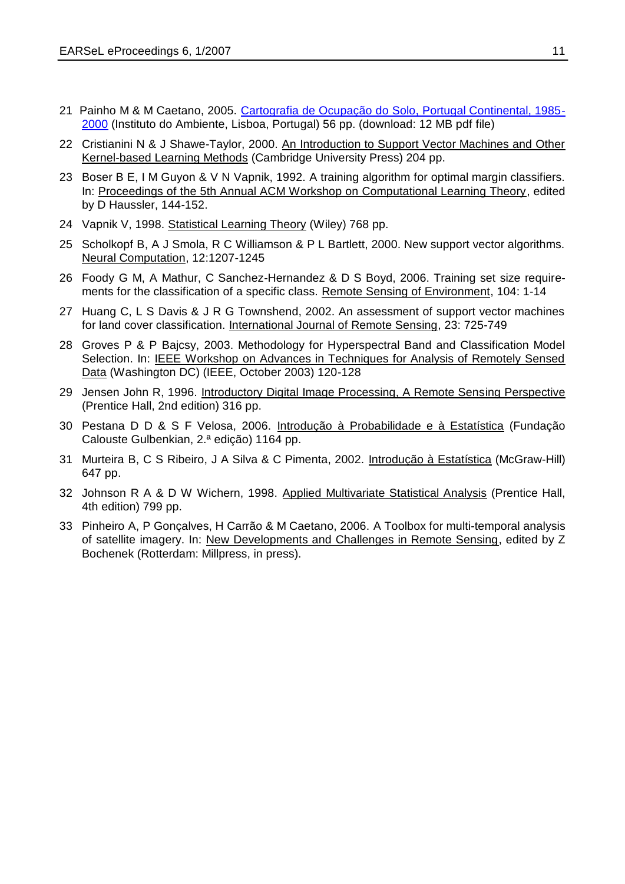21 Painho M & M Caetano, 2005. Cartografia de Ocupação do Solo, Portugal Continental, 1985-2000 (Instituto do Ambiente, Lisboa, Portugal) 56 pp. (download: 12 MB pdf file)

22 Cristianini N & J Shawe-Taylor, 2000. An Introduction to Support Vector Machines and Other Kernel-based Learning Methods (Cambridge University Press) 204 pp.

23 Boser B E, I M Guyon & V N Vapnik, 1992. A training algorithm for optimal margin classifiers. In: Proceedings of the 5th Annual ACM Workshop on Computational Learning Theory, edited by D Haussler, 144-152.

24 Vapnik V, 1998. Statistical Learning Theory (Wiley) 768 pp.

25 Scholkopf B, A J Smola, R C Williamson & P L Bartlett, 2000. New support vector algorithms. Neural Computation, 12:1207-1245

26 Foody G M, A Mathur, C Sanchez-Hernandez & D S Boyd, 2006. Training set size requirements for the classification of a specific class. Remote Sensing of Environment, 104: 1-14

27 Huang C, L S Davis & J R G Townshend, 2002. An assessment of support vector machines for land cover classification. International Journal of Remote Sensing, 23: 725-749

28 Groves P & P Bajcsy, 2003. Methodology for Hyperspectral Band and Classification Model Selection. In: IEEE Workshop on Advances in Techniques for Analysis of Remotely Sensed Data (Washington DC) (IEEE, October 2003) 120-128

29 Jensen John R, 1996. Introductory Digital Image Processing, A Remote Sensing Perspective (Prentice Hall, 2nd edition) 316 pp.

30 Pestana D D & S F Velosa, 2006. Introdução à Probabilidade e à Estatística (Fundação Calouste Gulbenkian, 2.ª edição) 1164 pp.

31 Murteira B, C S Ribeiro, J A Silva & C Pimenta, 2002. Introdução à Estatística (McGraw-Hill) 647 pp.

32 Johnson R A & D W Wichern, 1998. Applied Multivariate Statistical Analysis (Prentice Hall, 4th edition) 799 pp.

33 Pinheiro A, P Gonçalves, H Carrão & M Caetano, 2006. A Toolbox for multi-temporal analysis of satellite imagery. In: New Developments and Challenges in Remote Sensing, edited by Z Bochenek (Rotterdam: Millpress, in press).